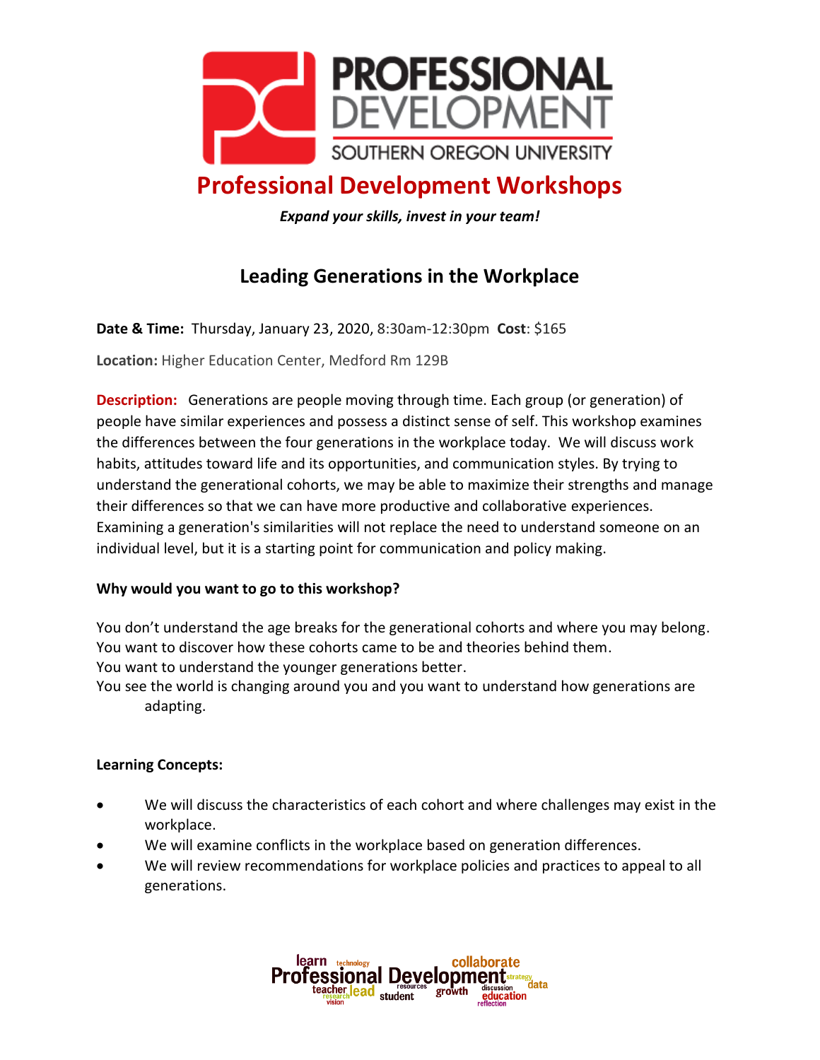# Professional Development Workshops

***Expand your skills, invest in your team!***

## Leading Generations in the Workplace

**Date & Time:** Thursday, January 23, 2020, 8:30am-12:30pm **Cost**: $165

**Location:** Higher Education Center, Medford Rm 129B

**Description:** Generations are people moving through time. Each group (or generation) of people have similar experiences and possess a distinct sense of self. This workshop examines the differences between the four generations in the workplace today. We will discuss work habits, attitudes toward life and its opportunities, and communication styles. By trying to understand the generational cohorts, we may be able to maximize their strengths and manage their differences so that we can have more productive and collaborative experiences. Examining a generation's similarities will not replace the need to understand someone on an individual level, but it is a starting point for communication and policy making.

**Why would you want to go to this workshop?**

You don't understand the age breaks for the generational cohorts and where you may belong.
You want to discover how these cohorts came to be and theories behind them.
You want to understand the younger generations better.
You see the world is changing around you and you want to understand how generations are adapting.

**Learning Concepts:**

- We will discuss the characteristics of each cohort and where challenges may exist in the workplace.
- We will examine conflicts in the workplace based on generation differences.
- We will review recommendations for workplace policies and practices to appeal to all generations.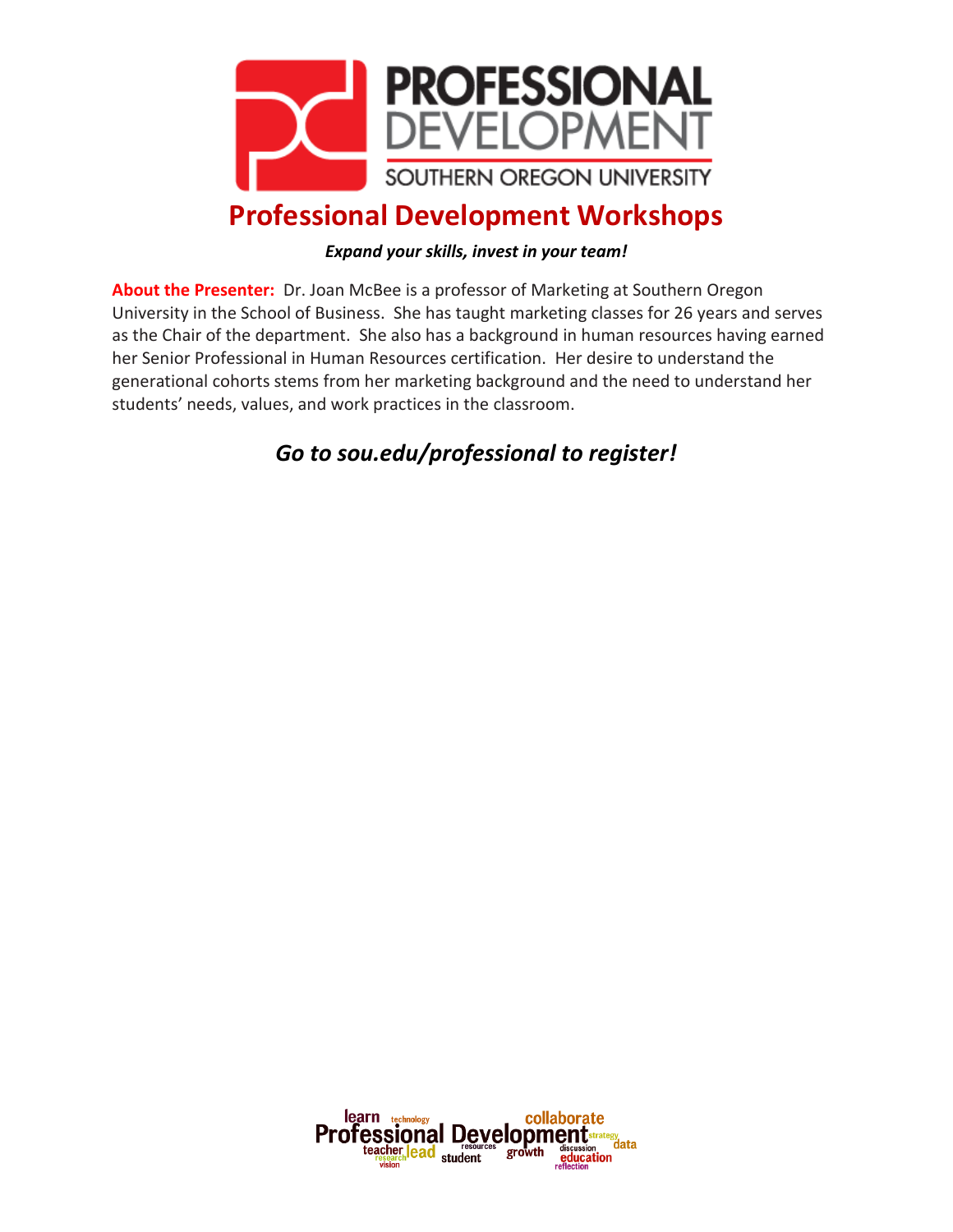# Professional Development Workshops

***Expand your skills, invest in your team!***

**About the Presenter:** Dr. Joan McBee is a professor of Marketing at Southern Oregon University in the School of Business. She has taught marketing classes for 26 years and serves as the Chair of the department. She also has a background in human resources having earned her Senior Professional in Human Resources certification. Her desire to understand the generational cohorts stems from her marketing background and the need to understand her students' needs, values, and work practices in the classroom.

## *Go to sou.edu/professional to register!*